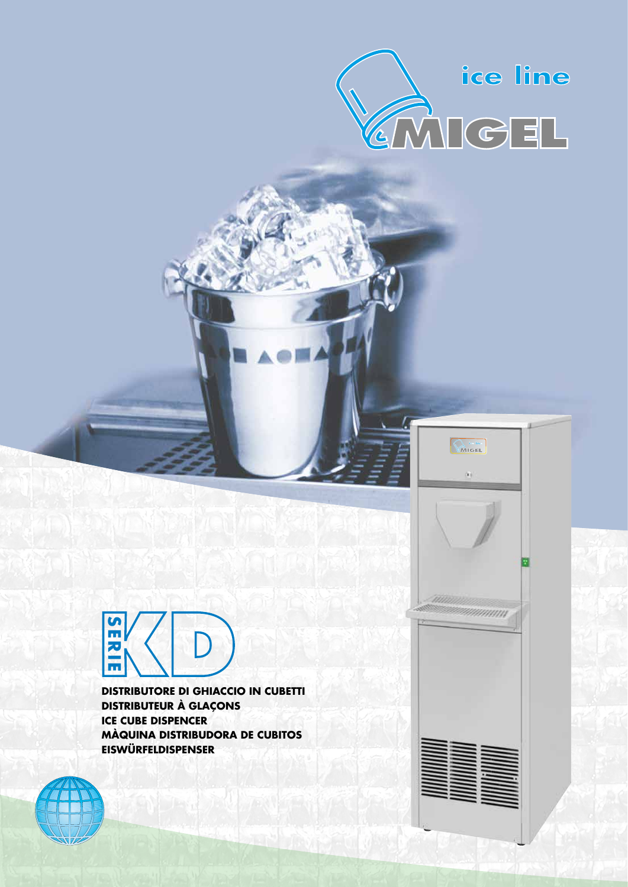ice line

MIGEL

# SERIE KD

**DISTRIBUTORE DI GHIACCIO IN CUBETTI**
**DISTRIBUTEUR À GLAÇONS**
**ICE CUBE DISPENCER**
**MÀQUINA DISTRIBUDORA DE CUBITOS**
**EISWÜRFELDISPENSER**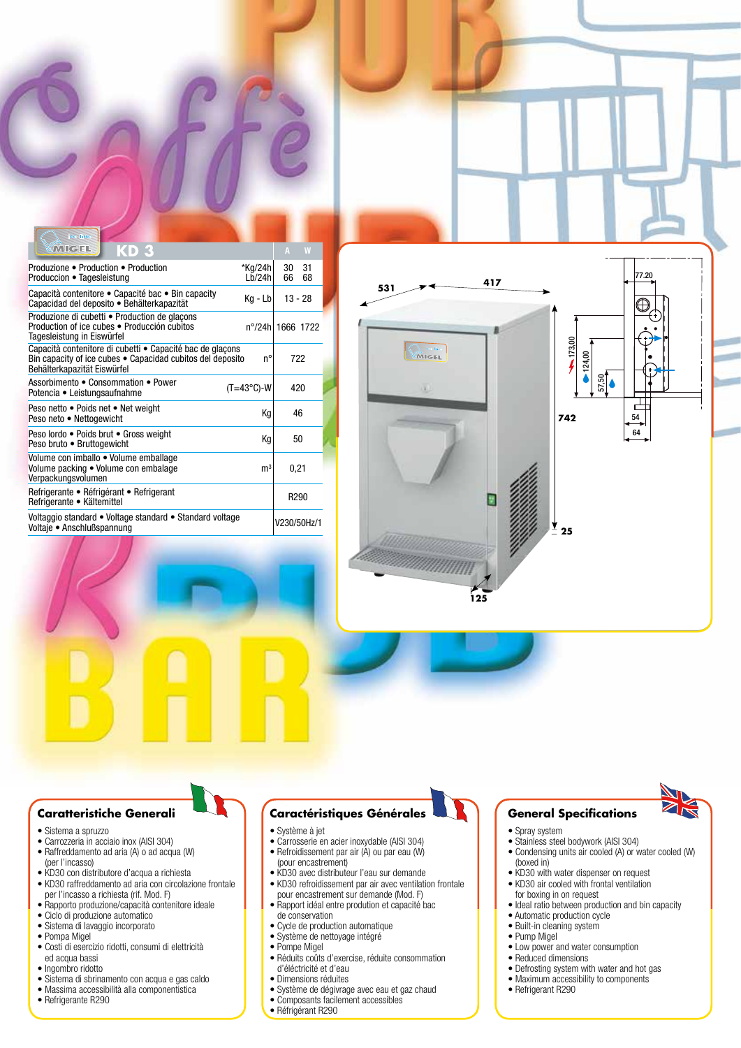## KD 3

| | | A | W |
|---|---|---|---|
| Produzione • Production • Production<br>Produccion • Tagesleistung | *Kg/24h<br>Lb/24h | 30<br>66 | 31<br>68 |
| Capacità contenitore • Capacité bac • Bin capacity<br>Capacidad del deposito • Behälterkapazität | Kg - Lb | 13 - 28 | |
| Produzione di cubetti • Production de glaçons<br>Production of ice cubes • Producción cubitos<br>Tagesleistung in Eiswürfel | n°/24h | 1666 | 1722 |
| Capacità contenitore di cubetti • Capacité bac de glaçons<br>Bin capacity of ice cubes • Capacidad cubitos del deposito<br>Behälterkapazität Eiswürfel | n° | 722 | |
| Assorbimento • Consommation • Power<br>Potencia • Leistungsaufnahme | (T=43°C)-W | 420 | |
| Peso netto • Poids net • Net weight<br>Peso neto • Nettogewicht | Kg | 46 | |
| Peso lordo • Poids brut • Gross weight<br>Peso bruto • Bruttogewicht | Kg | 50 | |
| Volume con imballo • Volume emballage<br>Volume packing • Volume con embalage<br>Verpackungsvolumen | m³ | 0,21 | |
| Refrigerante • Réfrigérant • Refrigerant<br>Refrigerante • Kältemittel | | R290 | |
| Voltaggio standard • Voltage standard • Standard voltage<br>Voltaje • Anschlußspannung | | V230/50Hz/1 | |

531 — 417 — 742 — 25 — 125 — 77.20 — 173,00 — 124,00 — 57,50 — 54 — 64

### Caratteristiche Generali

- Sistema a spruzzo
- Carrozzeria in acciaio inox (AISI 304)
- Raffreddamento ad aria (A) o ad acqua (W) (per l'incasso)
- KD30 con distributore d'acqua a richiesta
- KD30 raffreddamento ad aria con circolazione frontale per l'incasso a richiesta (rif. Mod. F)
- Rapporto produzione/capacità contenitore ideale
- Ciclo di produzione automatico
- Sistema di lavaggio incorporato
- Pompa Migel
- Costi di esercizio ridotti, consumi di elettricità ed acqua bassi
- Ingombro ridotto
- Sistema di sbrinamento con acqua e gas caldo
- Massima accessibilità alla componentistica
- Refrigerante R290

### Caractéristiques Générales

- Système à jet
- Carrosserie en acier inoxydable (AISI 304)
- Refroidissement par air (A) ou par eau (W) (pour encastrement)
- KD30 avec distributeur l'eau sur demande
- KD30 refroidissement par air avec ventilation frontale pour encastrement sur demande (Mod. F)
- Rapport idéal entre prodution et capacité bac de conservation
- Cycle de production automatique
- Système de nettoyage intégré
- Pompe Migel
- Réduits coûts d'exercise, réduite consommation d'éléctricité et d'eau
- Dimensions réduites
- Système de dégivrage avec eau et gaz chaud
- Composants facilement accessibles
- Réfrigérant R290

### General Specifications

- Spray system
- Stainless steel bodywork (AISI 304)
- Condensing units air cooled (A) or water cooled (W) (boxed in)
- KD30 with water dispenser on request
- KD30 air cooled with frontal ventilation for boxing in on request
- Ideal ratio between production and bin capacity
- Automatic production cycle
- Built-in cleaning system
- Pump Migel
- Low power and water consumption
- Reduced dimensions
- Defrosting system with water and hot gas
- Maximum accessibility to components
- Refrigerant R290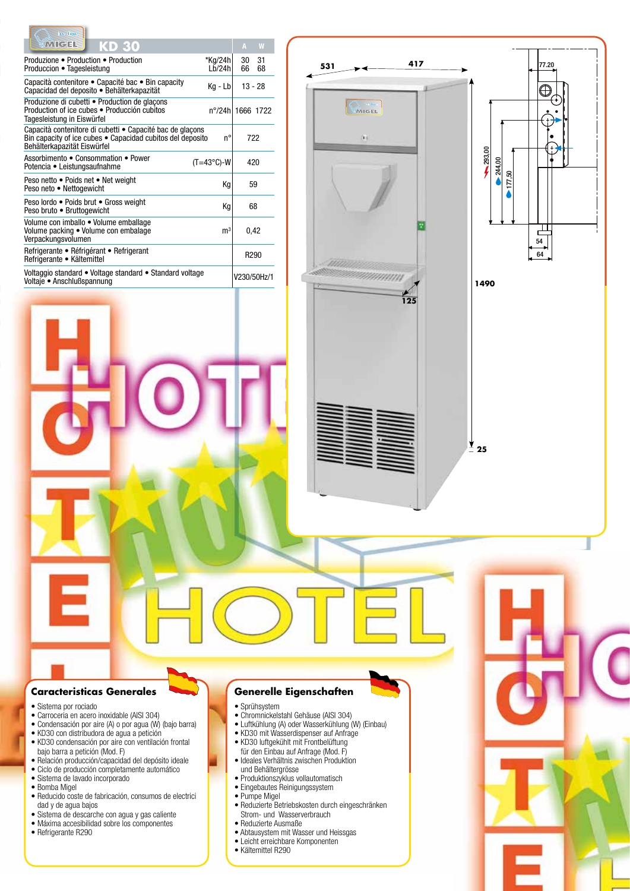## KD 30

| | | A | W |
|---|---|---|---|
| Produzione • Production • Production<br>Produccion • Tagesleistung | *Kg/24h<br>Lb/24h | 30<br>66 | 31<br>68 |
| Capacità contenitore • Capacité bac • Bin capacity<br>Capacidad del deposito • Behälterkapazität | Kg - Lb | 13 - 28 | |
| Produzione di cubetti • Production de glaçons<br>Production of ice cubes • Producción cubitos<br>Tagesleistung in Eiswürfel | n°/24h | 1666 | 1722 |
| Capacità contenitore di cubetti • Capacité bac de glaçons<br>Bin capacity of ice cubes • Capacidad cubitos del deposito<br>Behälterkapazität Eiswürfel | n° | 722 | |
| Assorbimento • Consommation • Power<br>Potencia • Leistungsaufnahme | (T=43°C)-W | 420 | |
| Peso netto • Poids net • Net weight<br>Peso neto • Nettogewicht | Kg | 59 | |
| Peso lordo • Poids brut • Gross weight<br>Peso bruto • Bruttogewicht | Kg | 68 | |
| Volume con imballo • Volume emballage<br>Volume packing • Volume con embalage<br>Verpackungsvolumen | m³ | 0,42 | |
| Refrigerante • Réfrigérant • Refrigerant<br>Refrigerante • Kältemittel | | R290 | |
| Voltaggio standard • Voltage standard • Standard voltage<br>Voltaje • Anschlußspannung | | V230/50Hz/1 | |

531 417 77.20 293,00 244,00 177,50 54 64 1490 125 25

### Caracteristicas Generales

- Sistema por rociado
- Carroceria en acero inoxidable (AISI 304)
- Condensación por aire (A) o por agua (W) (bajo barra)
- KD30 con distribudora de agua a petición
- KD30 condensación por aire con ventilación frontal bajo barra a petición (Mod. F)
- Relación producción/capacidad del depósito ideale
- Ciclo de producción completamente automático
- Sistema de lavado incorporado
- Bomba Migel
- Reducido coste de fabricación, consumos de electrici dad y de agua bajos
- Sistema de descarche con agua y gas caliente
- Máxima accesibilidad sobre los componentes
- Refrigerante R290

### Generelle Eigenschaften

- Sprühsystem
- Chromnickelstahl Gehäuse (AISI 304)
- Luftkühlung (A) oder Wasserkühlung (W) (Einbau)
- KD30 mit Wasserdispenser auf Anfrage
- KD30 luftgekühlt mit Frontbelüftung für den Einbau auf Anfrage (Mod. F)
- Ideales Verhältnis zwischen Produktion und Behältergrösse
- Produktionszyklus vollautomatisch
- Eingebautes Reinigungssystem
- Pumpe Migel
- Reduzierte Betriebskosten durch eingeschränken Strom- und Wasserverbrauch
- Reduzierte Ausmaße
- Abtausystem mit Wasser und Heissgas
- Leicht erreichbare Komponenten
- Kältemittel R290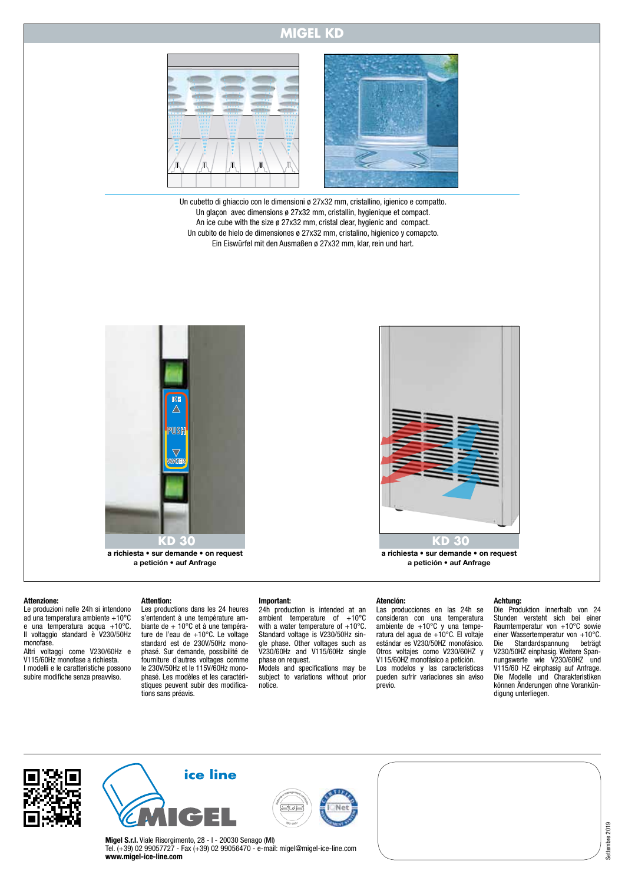# MIGEL KD

Un cubetto di ghiaccio con le dimensioni ø 27x32 mm, cristallino, igienico e compatto.
Un glaçon avec dimensions ø 27x32 mm, cristallin, hygienique et compact.
An ice cube with the size ø 27x32 mm, cristal clear, hygienic and compact.
Un cubito de hielo de dimensiones ø 27x32 mm, cristalino, higienico y comapcto.
Ein Eiswürfel mit den Ausmaßen ø 27x32 mm, klar, rein und hart.

ICE
PUSH
WATER

**KD 30**

**a richiesta • sur demande • on request**
**a petición • auf Anfrage**

**KD 30**

**a richiesta • sur demande • on request**
**a petición • auf Anfrage**

**Attenzione:**
Le produzioni nelle 24h si intendono ad una temperatura ambiente +10°C e una temperatura acqua +10°C. Il voltaggio standard è V230/50Hz monofase.
Altri voltaggi come V230/60Hz e V115/60Hz monofase a richiesta.
I modelli e le caratteristiche possono subire modifiche senza preavviso.

**Attention:**
Les productions dans les 24 heures s'entendent à une température ambiante de + 10°C et à une température de l'eau de +10°C. Le voltage standard est de 230V/50Hz monophasé. Sur demande, possibilité de fourniture d'autres voltages comme le 230V/50Hz et le 115V/60Hz monophasé. Les modèles et les caractéristiques peuvent subir des modifications sans préavis.

**Important:**
24h production is intended at an ambient temperature of +10°C with a water temperature of +10°C. Standard voltage is V230/50Hz single phase. Other voltages such as V230/60Hz and V115/60Hz single phase on request.
Models and specifications may be subject to variations without prior notice.

**Atención:**
Las producciones en las 24h se consideran con una temperatura ambiente de +10°C y una temperatura del agua de +10°C. El voltaje estándar es V230/50HZ monofásico. Otros voltajes como V230/60HZ y V115/60HZ monofásico a petición.
Los modelos y las características pueden sufrir variaciones sin aviso previo.

**Achtung:**
Die Produktion innerhalb von 24 Stunden versteht sich bei einer Raumtemperatur von +10°C sowie einer Wassertemperatur von +10°C. Die Standardspannung beträgt V230/50HZ einphasig. Weitere Spannungswerte wie V230/60HZ und V115/60 HZ einphasig auf Anfrage. Die Modelle und Charakteristiken können Änderungen ohne Vorankündigung unterliegen.

ice line
MIGEL

**Migel S.r.l.** Viale Risorgimento, 28 - I - 20030 Senago (MI)
Tel. (+39) 02 99057727 - Fax (+39) 02 99056470 - e-mail: migel@migel-ice-line.com
**www.migel-ice-line.com**

Settembre 2019